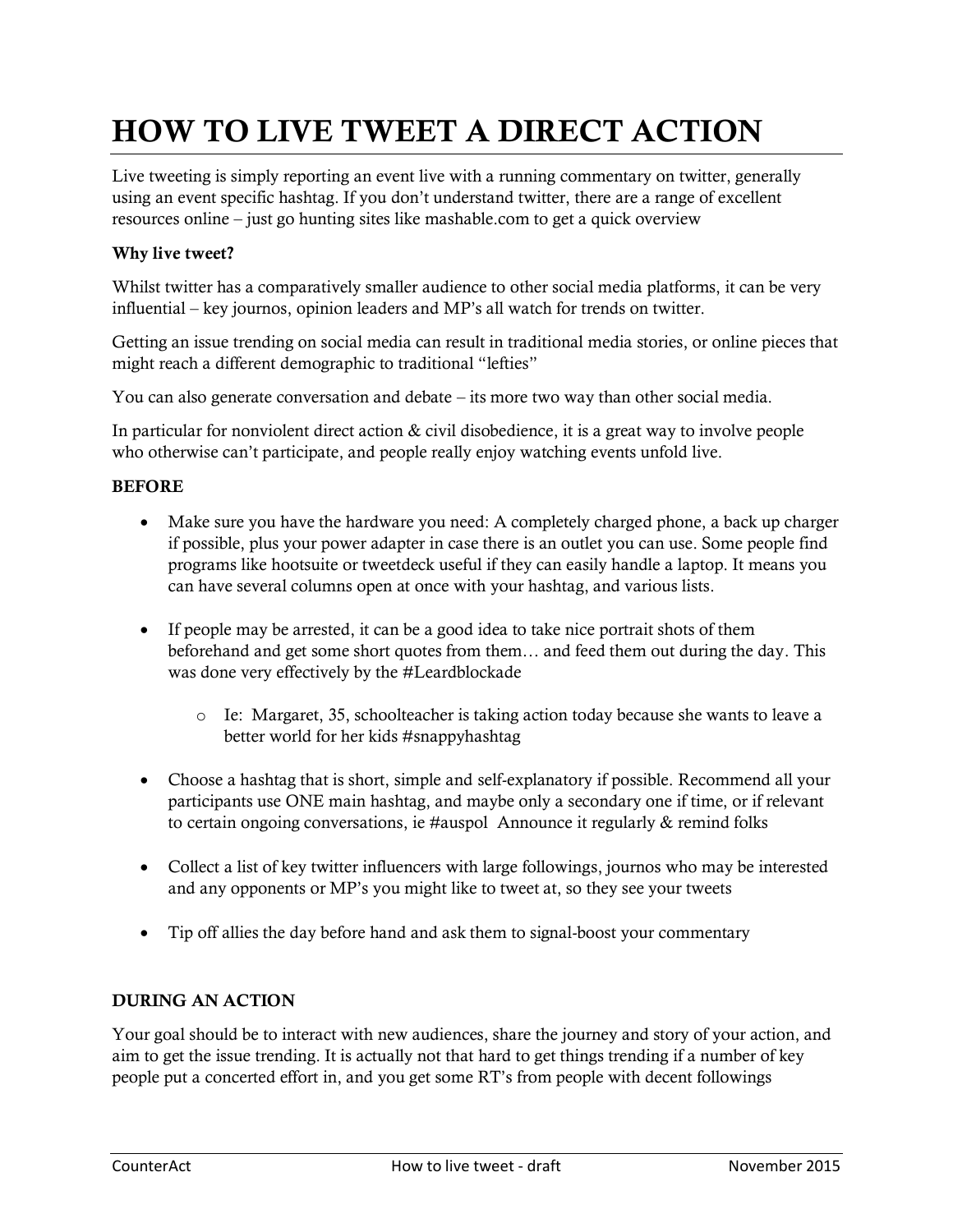# HOW TO LIVE TWEET A DIRECT ACTION

Live tweeting is simply reporting an event live with a running commentary on twitter, generally using an event specific hashtag. If you don't understand twitter, there are a range of excellent resources online – just go hunting sites like mashable.com to get a quick overview

**Why live tweet?**

Whilst twitter has a comparatively smaller audience to other social media platforms, it can be very influential – key journos, opinion leaders and MP's all watch for trends on twitter.

Getting an issue trending on social media can result in traditional media stories, or online pieces that might reach a different demographic to traditional "lefties"

You can also generate conversation and debate – its more two way than other social media.

In particular for nonviolent direct action & civil disobedience, it is a great way to involve people who otherwise can't participate, and people really enjoy watching events unfold live.

**BEFORE**

- Make sure you have the hardware you need: A completely charged phone, a back up charger if possible, plus your power adapter in case there is an outlet you can use. Some people find programs like hootsuite or tweetdeck useful if they can easily handle a laptop. It means you can have several columns open at once with your hashtag, and various lists.
- If people may be arrested, it can be a good idea to take nice portrait shots of them beforehand and get some short quotes from them… and feed them out during the day. This was done very effectively by the #Leardblockade
    - Ie: Margaret, 35, schoolteacher is taking action today because she wants to leave a better world for her kids #snappyhashtag
- Choose a hashtag that is short, simple and self-explanatory if possible. Recommend all your participants use ONE main hashtag, and maybe only a secondary one if time, or if relevant to certain ongoing conversations, ie #auspol Announce it regularly & remind folks
- Collect a list of key twitter influencers with large followings, journos who may be interested and any opponents or MP's you might like to tweet at, so they see your tweets
- Tip off allies the day before hand and ask them to signal-boost your commentary

**DURING AN ACTION**

Your goal should be to interact with new audiences, share the journey and story of your action, and aim to get the issue trending. It is actually not that hard to get things trending if a number of key people put a concerted effort in, and you get some RT's from people with decent followings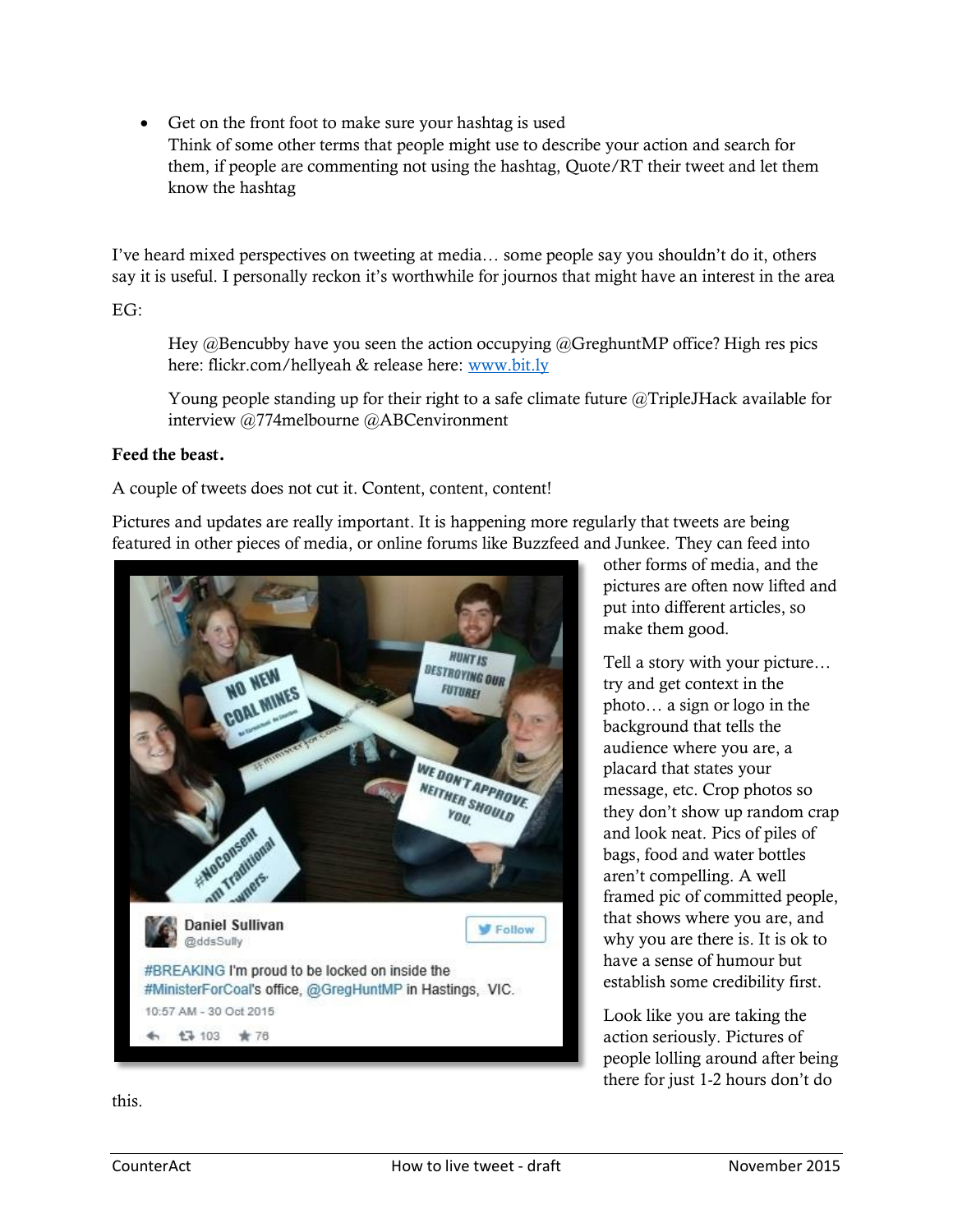- Get on the front foot to make sure your hashtag is used
  Think of some other terms that people might use to describe your action and search for them, if people are commenting not using the hashtag, Quote/RT their tweet and let them know the hashtag

I've heard mixed perspectives on tweeting at media… some people say you shouldn't do it, others say it is useful. I personally reckon it's worthwhile for journos that might have an interest in the area

EG:

> Hey @Bencubby have you seen the action occupying @GreghuntMP office? High res pics here: flickr.com/hellyeah & release here: www.bit.ly
>
> Young people standing up for their right to a safe climate future @TripleJHack available for interview @774melbourne @ABCenvironment

**Feed the beast.**

A couple of tweets does not cut it. Content, content, content!

Pictures and updates are really important. It is happening more regularly that tweets are being featured in other pieces of media, or online forums like Buzzfeed and Junkee. They can feed into other forms of media, and the pictures are often now lifted and put into different articles, so make them good.

Tell a story with your picture… try and get context in the photo… a sign or logo in the background that tells the audience where you are, a placard that states your message, etc. Crop photos so they don't show up random crap and look neat. Pics of piles of bags, food and water bottles aren't compelling. A well framed pic of committed people, that shows where you are, and why you are there is. It is ok to have a sense of humour but establish some credibility first.

Look like you are taking the action seriously. Pictures of people lolling around after being there for just 1-2 hours don't do this.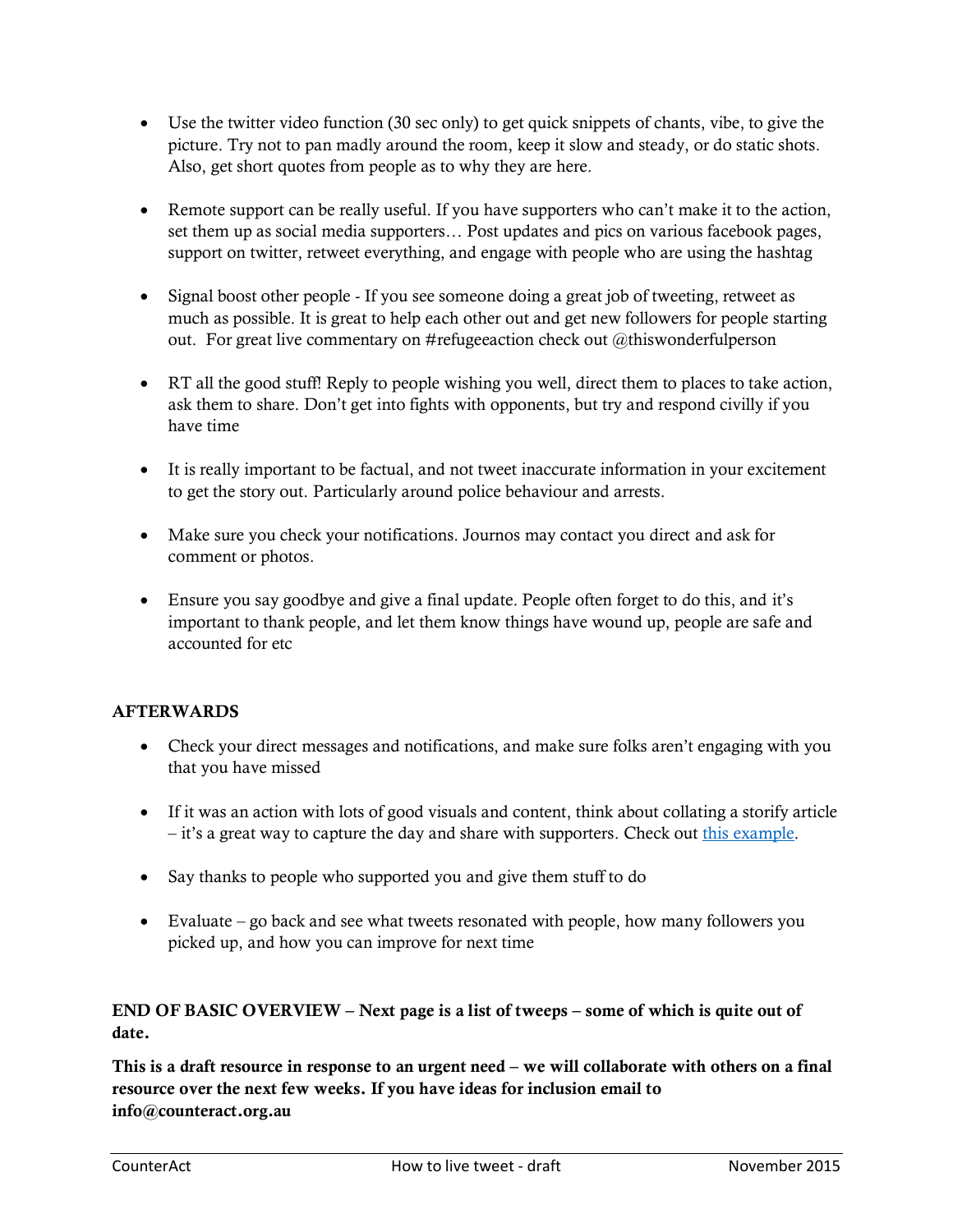- Use the twitter video function (30 sec only) to get quick snippets of chants, vibe, to give the picture. Try not to pan madly around the room, keep it slow and steady, or do static shots. Also, get short quotes from people as to why they are here.

- Remote support can be really useful. If you have supporters who can't make it to the action, set them up as social media supporters… Post updates and pics on various facebook pages, support on twitter, retweet everything, and engage with people who are using the hashtag

- Signal boost other people - If you see someone doing a great job of tweeting, retweet as much as possible. It is great to help each other out and get new followers for people starting out. For great live commentary on #refugeeaction check out @thiswonderfulperson

- RT all the good stuff! Reply to people wishing you well, direct them to places to take action, ask them to share. Don't get into fights with opponents, but try and respond civilly if you have time

- It is really important to be factual, and not tweet inaccurate information in your excitement to get the story out. Particularly around police behaviour and arrests.

- Make sure you check your notifications. Journos may contact you direct and ask for comment or photos.

- Ensure you say goodbye and give a final update. People often forget to do this, and it's important to thank people, and let them know things have wound up, people are safe and accounted for etc

**AFTERWARDS**

- Check your direct messages and notifications, and make sure folks aren't engaging with you that you have missed

- If it was an action with lots of good visuals and content, think about collating a storify article – it's a great way to capture the day and share with supporters. Check out this example.

- Say thanks to people who supported you and give them stuff to do

- Evaluate – go back and see what tweets resonated with people, how many followers you picked up, and how you can improve for next time

**END OF BASIC OVERVIEW – Next page is a list of tweeps – some of which is quite out of date.**

**This is a draft resource in response to an urgent need – we will collaborate with others on a final resource over the next few weeks. If you have ideas for inclusion email to info@counteract.org.au**